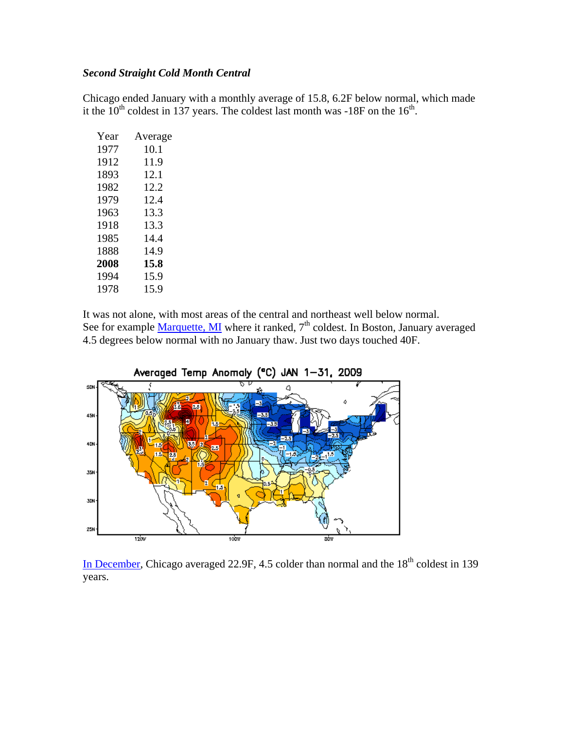***Second Straight Cold Month Central***

Chicago ended January with a monthly average of 15.8, 6.2F below normal, which made it the 10th coldest in 137 years. The coldest last month was -18F on the 16th.

| Year | Average |
|---|---|
| 1977 | 10.1 |
| 1912 | 11.9 |
| 1893 | 12.1 |
| 1982 | 12.2 |
| 1979 | 12.4 |
| 1963 | 13.3 |
| 1918 | 13.3 |
| 1985 | 14.4 |
| 1888 | 14.9 |
| **2008** | **15.8** |
| 1994 | 15.9 |
| 1978 | 15.9 |

It was not alone, with most areas of the central and northeast well below normal. See for example [Marquette, MI]() where it ranked, 7th coldest. In Boston, January averaged 4.5 degrees below normal with no January thaw. Just two days touched 40F.

Averaged Temp Anomaly (°C) JAN 1–31, 2009

[In December](), Chicago averaged 22.9F, 4.5 colder than normal and the 18th coldest in 139 years.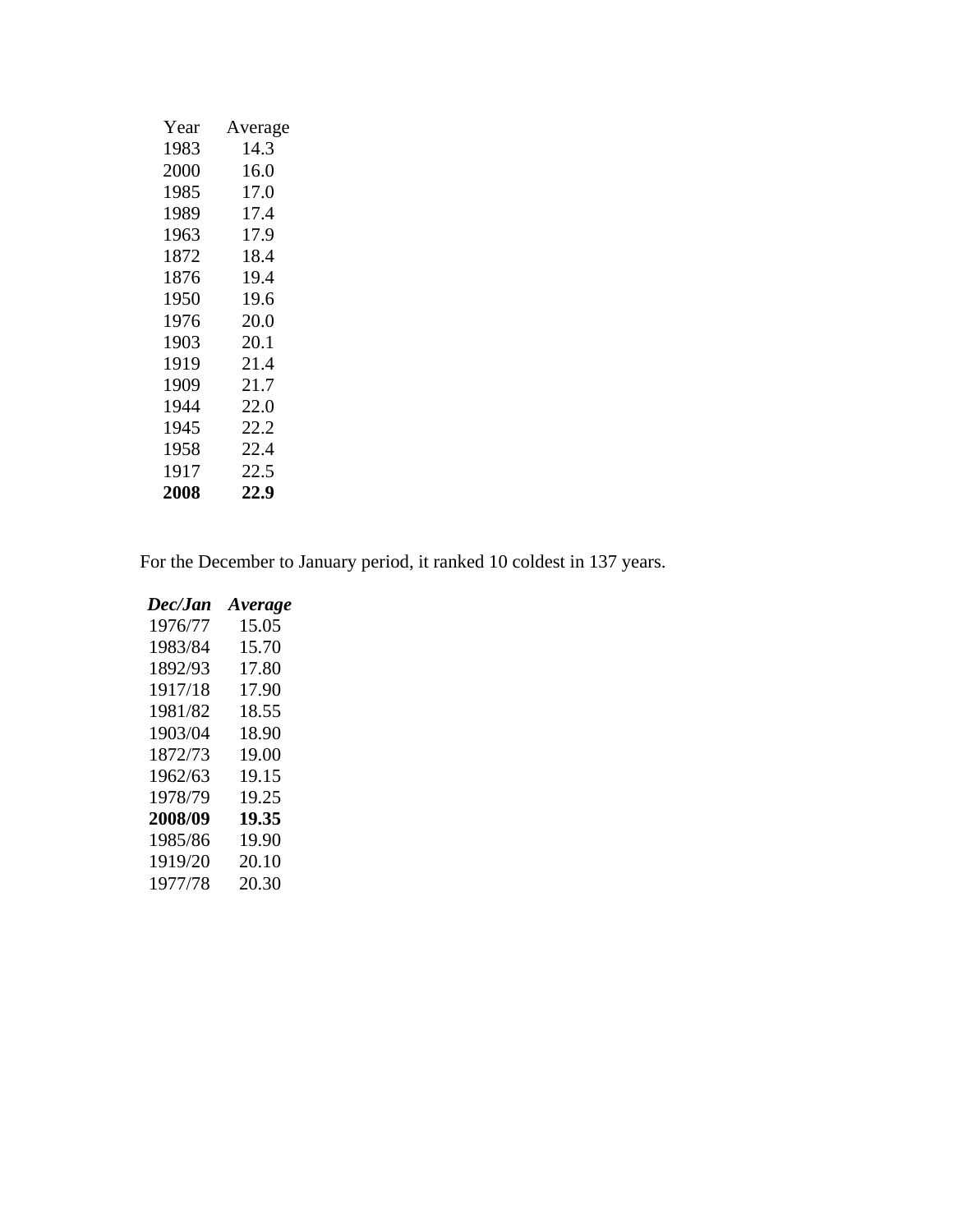| Year | Average |
|---|---|
| 1983 | 14.3 |
| 2000 | 16.0 |
| 1985 | 17.0 |
| 1989 | 17.4 |
| 1963 | 17.9 |
| 1872 | 18.4 |
| 1876 | 19.4 |
| 1950 | 19.6 |
| 1976 | 20.0 |
| 1903 | 20.1 |
| 1919 | 21.4 |
| 1909 | 21.7 |
| 1944 | 22.0 |
| 1945 | 22.2 |
| 1958 | 22.4 |
| 1917 | 22.5 |
| **2008** | **22.9** |

For the December to January period, it ranked 10 coldest in 137 years.

| ***Dec/Jan*** | ***Average*** |
|---|---|
| 1976/77 | 15.05 |
| 1983/84 | 15.70 |
| 1892/93 | 17.80 |
| 1917/18 | 17.90 |
| 1981/82 | 18.55 |
| 1903/04 | 18.90 |
| 1872/73 | 19.00 |
| 1962/63 | 19.15 |
| 1978/79 | 19.25 |
| **2008/09** | **19.35** |
| 1985/86 | 19.90 |
| 1919/20 | 20.10 |
| 1977/78 | 20.30 |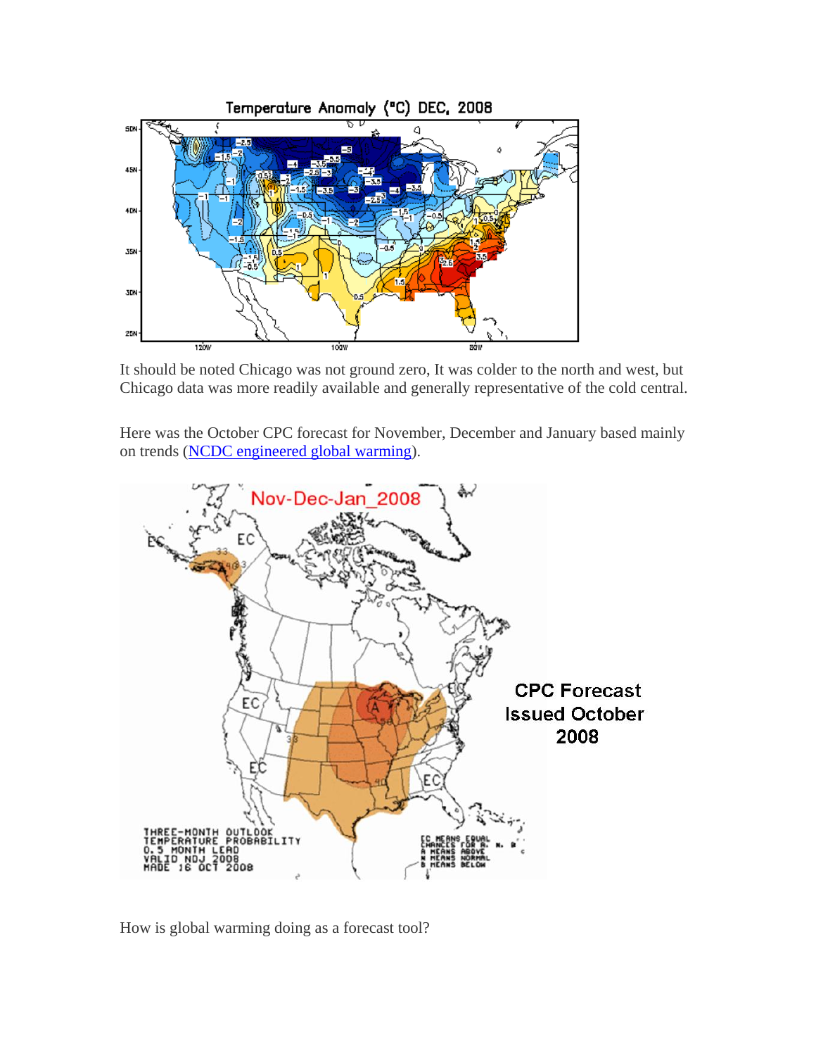Temperature Anomaly (°C) DEC, 2008

It should be noted Chicago was not ground zero, It was colder to the north and west, but Chicago data was more readily available and generally representative of the cold central.

Here was the October CPC forecast for November, December and January based mainly on trends (NCDC engineered global warming).

Nov-Dec-Jan_2008

CPC Forecast Issued October 2008

THREE-MONTH OUTLOOK
TEMPERATURE PROBABILITY
0.5 MONTH LEAD
VALID NDJ 2008
MADE 16 OCT 2008

EC MEANS EQUAL CHANCES FOR A, N, B
A MEANS ABOVE
N MEANS NORMAL
B MEANS BELOW

How is global warming doing as a forecast tool?